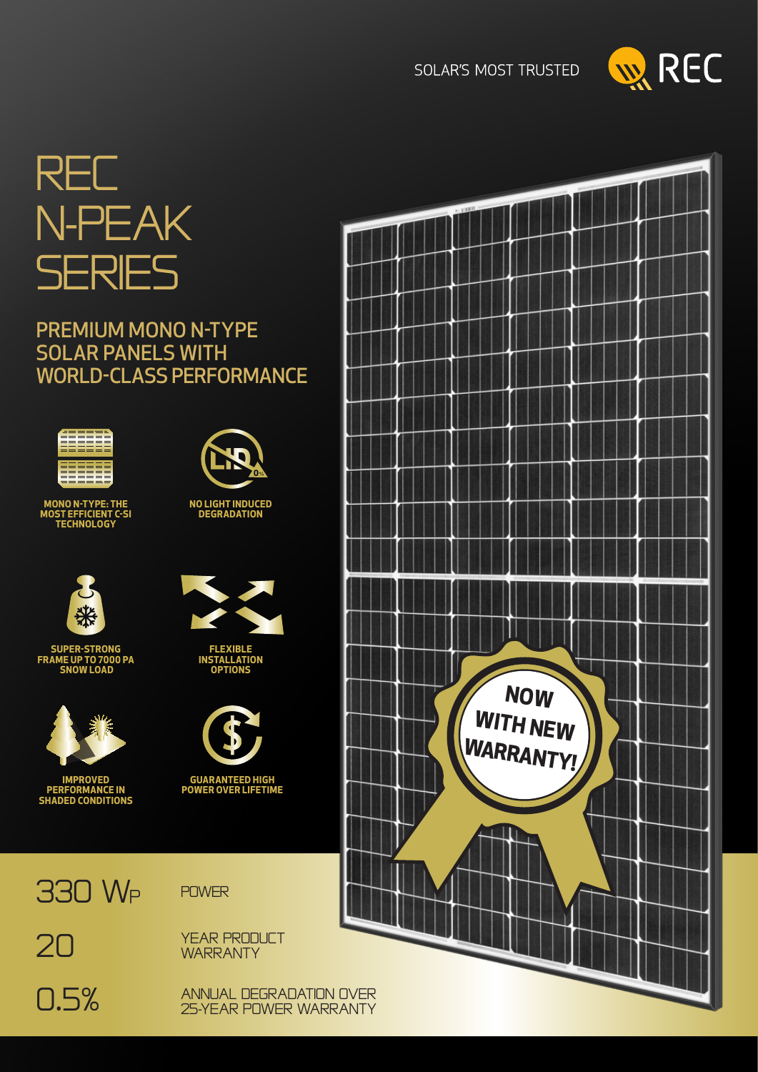SOLAR'S MOST TRUSTED

REC

# REC N-PEAK SERIES

## PREMIUM MONO N-TYPE SOLAR PANELS WITH WORLD-CLASS PERFORMANCE

**MONO N-TYPE: THE MOST EFFICIENT C-SI TECHNOLOGY**

**NO LIGHT INDUCED DEGRADATION**

**SUPER-STRONG FRAME UP TO 7000 PA SNOW LOAD**

**FLEXIBLE INSTALLATION OPTIONS**

**IMPROVED PERFORMANCE IN SHADED CONDITIONS**

**GUARANTEED HIGH POWER OVER LIFETIME**

NOW WITH NEW WARRANTY!

| | |
|---|---|
| 330 Wp | POWER |
| 20 | YEAR PRODUCT WARRANTY |
| 0.5% | ANNUAL DEGRADATION OVER 25-YEAR POWER WARRANTY |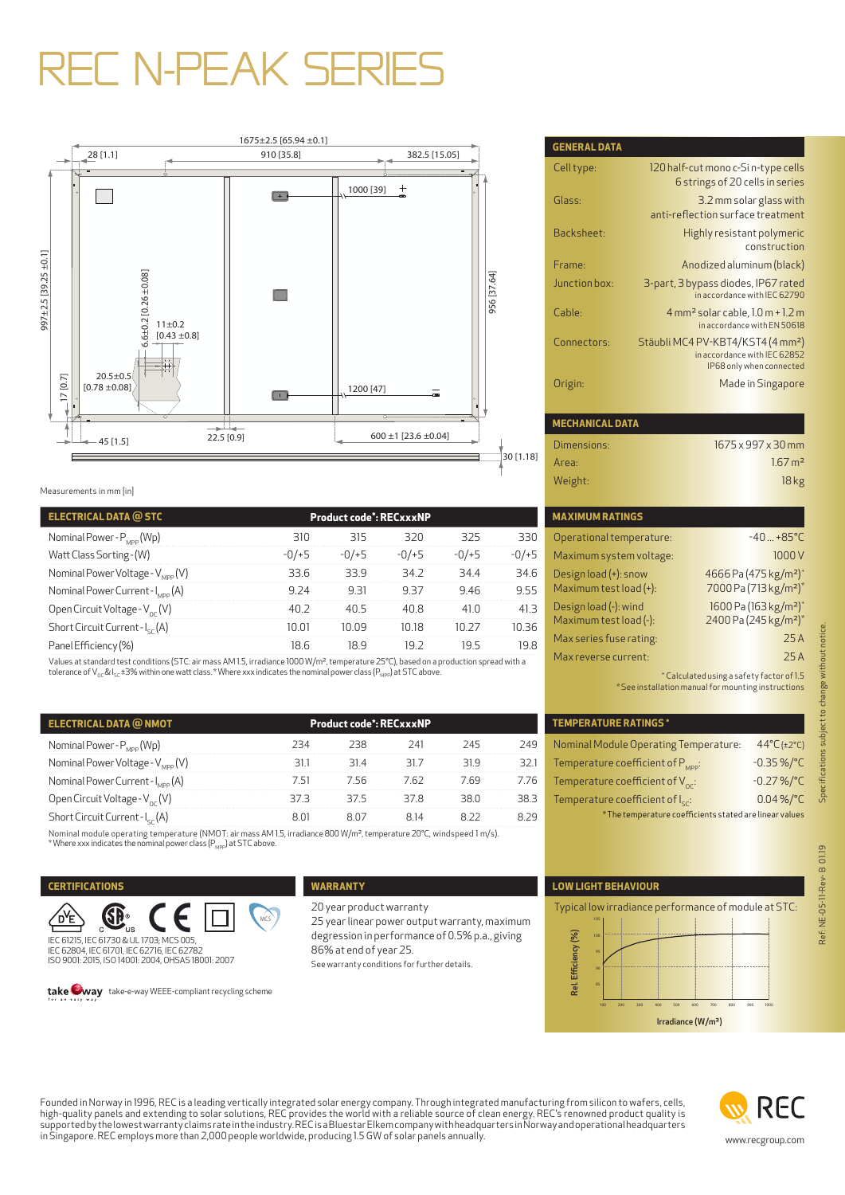# REC N-PEAK SERIES

1675±2.5 [65.94 ±0.1]
28 [1.1]
910 [35.8]
382.5 [15.05]
1000 [39]
997±2.5 [39.25 ±0.1]
6.6±0.2 [0.26 ±0.08]
11±0.2 [0.43 ±0.8]
956 [37.64]
20.5±0.5 [0.78 ±0.08]
17 [0.7]
1200 [47]
45 [1.5]
22.5 [0.9]
600 ±1 [23.6 ±0.04]
30 [1.18]

Measurements in mm [in]

## GENERAL DATA

| | |
|---|---|
| Cell type: | 120 half-cut mono c-Si n-type cells 6 strings of 20 cells in series |
| Glass: | 3.2 mm solar glass with anti-reflection surface treatment |
| Backsheet: | Highly resistant polymeric construction |
| Frame: | Anodized aluminum (black) |
| Junction box: | 3-part, 3 bypass diodes, IP67 rated in accordance with IEC 62790 |
| Cable: | 4 mm² solar cable, 1.0 m + 1.2 m in accordance with EN 50618 |
| Connectors: | Stäubli MC4 PV-KBT4/KST4 (4 mm²) in accordance with IEC 62852 IP68 only when connected |
| Origin: | Made in Singapore |

## MECHANICAL DATA

| | |
|---|---|
| Dimensions: | 1675 x 997 x 30 mm |
| Area: | 1.67 m² |
| Weight: | 18 kg |

## ELECTRICAL DATA @ STC

| Product code*: RECxxxNP | | | | | |
|---|---|---|---|---|---|
| Nominal Power - $P_{MPP}$ (Wp) | 310 | 315 | 320 | 325 | 330 |
| Watt Class Sorting - (W) | -0/+5 | -0/+5 | -0/+5 | -0/+5 | -0/+5 |
| Nominal Power Voltage - $V_{MPP}$ (V) | 33.6 | 33.9 | 34.2 | 34.4 | 34.6 |
| Nominal Power Current - $I_{MPP}$ (A) | 9.24 | 9.31 | 9.37 | 9.46 | 9.55 |
| Open Circuit Voltage - $V_{OC}$ (V) | 40.2 | 40.5 | 40.8 | 41.0 | 41.3 |
| Short Circuit Current - $I_{SC}$ (A) | 10.01 | 10.09 | 10.18 | 10.27 | 10.36 |
| Panel Efficiency (%) | 18.6 | 18.9 | 19.2 | 19.5 | 19.8 |

Values at standard test conditions (STC: air mass AM 1.5, irradiance 1000 W/m², temperature 25°C), based on a production spread with a tolerance of $V_{OC}$ & $I_{SC}$ ±3% within one watt class. * Where xxx indicates the nominal power class ($P_{MPP}$) at STC above.

## MAXIMUM RATINGS

| | |
|---|---|
| Operational temperature: | -40 ... +85°C |
| Maximum system voltage: | 1000 V |
| Design load (+): snow<br>Maximum test load (+): | 4666 Pa (475 kg/m²)*<br>7000 Pa (713 kg/m²)* |
| Design load (-): wind<br>Maximum test load (-): | 1600 Pa (163 kg/m²)*<br>2400 Pa (245 kg/m²)* |
| Max series fuse rating: | 25 A |
| Max reverse current: | 25 A |

\* Calculated using a safety factor of 1.5
\* See installation manual for mounting instructions

## ELECTRICAL DATA @ NMOT

| Product code*: RECxxxNP | | | | | |
|---|---|---|---|---|---|
| Nominal Power - $P_{MPP}$ (Wp) | 234 | 238 | 241 | 245 | 249 |
| Nominal Power Voltage - $V_{MPP}$ (V) | 31.1 | 31.4 | 31.7 | 31.9 | 32.1 |
| Nominal Power Current - $I_{MPP}$ (A) | 7.51 | 7.56 | 7.62 | 7.69 | 7.76 |
| Open Circuit Voltage - $V_{OC}$ (V) | 37.3 | 37.5 | 37.8 | 38.0 | 38.3 |
| Short Circuit Current - $I_{SC}$ (A) | 8.01 | 8.07 | 8.14 | 8.22 | 8.29 |

Nominal module operating temperature (NMOT: air mass AM 1.5, irradiance 800 W/m², temperature 20°C, windspeed 1 m/s).
\* Where xxx indicates the nominal power class ($P_{MPP}$) at STC above.

## TEMPERATURE RATINGS*

| | |
|---|---|
| Nominal Module Operating Temperature: | 44°C (±2°C) |
| Temperature coefficient of $P_{MPP}$: | -0.35 %/°C |
| Temperature coefficient of $V_{OC}$: | -0.27 %/°C |
| Temperature coefficient of $I_{SC}$: | 0.04 %/°C |

\* The temperature coefficients stated are linear values

## CERTIFICATIONS

IEC 61215, IEC 61730 & UL 1703; MCS 005,
IEC 62804, IEC 61701, IEC 62716, IEC 62782
ISO 9001: 2015, ISO 14001: 2004, OHSAS 18001: 2007

take-e-way WEEE-compliant recycling scheme

## WARRANTY

20 year product warranty
25 year linear power output warranty, maximum degression in performance of 0.5% p.a., giving 86% at end of year 25.

See warranty conditions for further details.

## LOW LIGHT BEHAVIOUR

Typical low irradiance performance of module at STC:

Rel. Efficiency (%)
Irradiance (W/m²)

Specifications subject to change without notice.

Ref: NE-05-11-Rev- B 01.19

Founded in Norway in 1996, REC is a leading vertically integrated solar energy company. Through integrated manufacturing from silicon to wafers, cells, high-quality panels and extending to solar solutions, REC provides the world with a reliable source of clean energy. REC's renowned product quality is supported by the lowest warranty claims rate in the industry. REC is a Bluestar Elkem company with headquarters in Norway and operational headquarters in Singapore. REC employs more than 2,000 people worldwide, producing 1.5 GW of solar panels annually.

www.recgroup.com